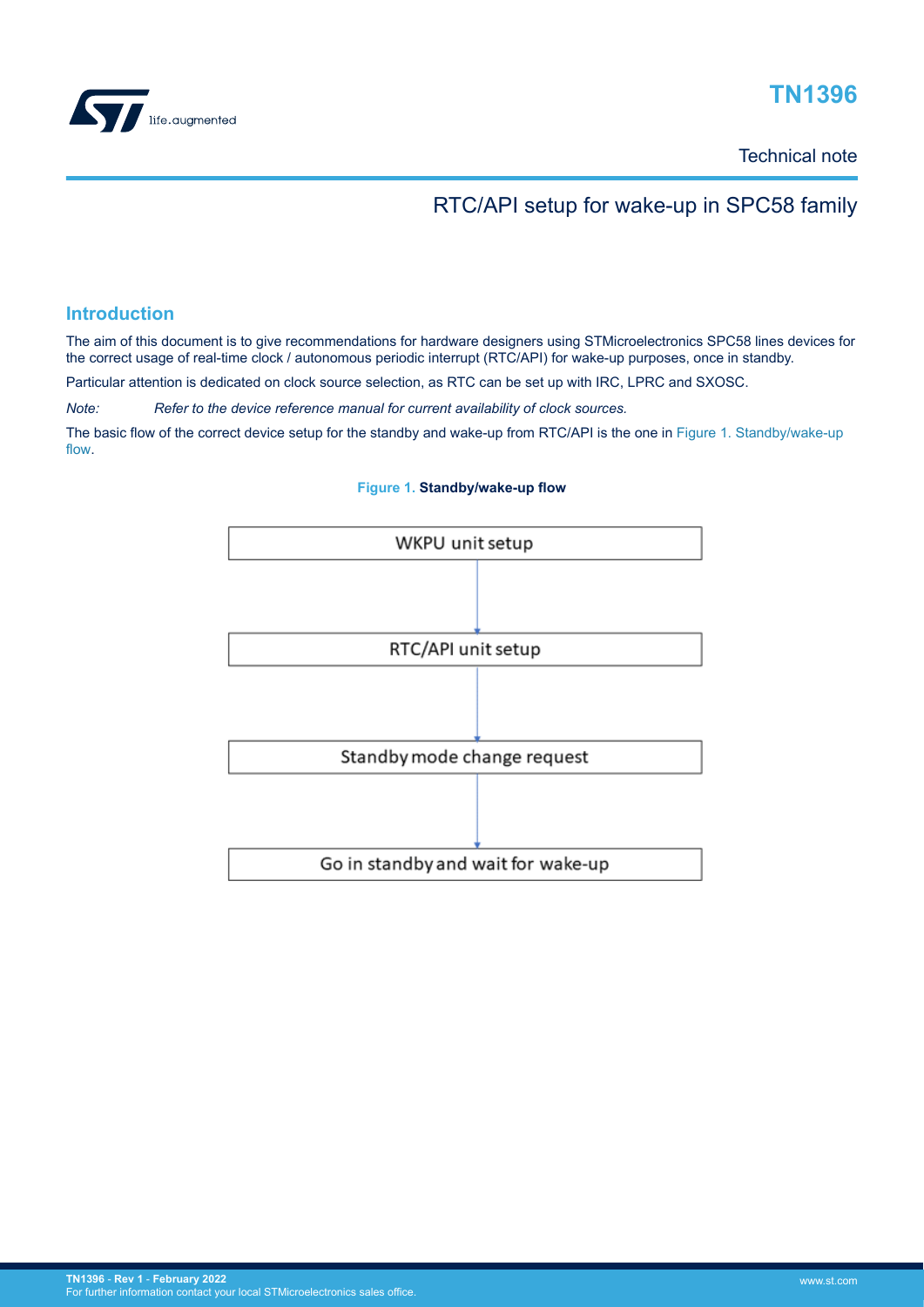# TN1396

Technical note

## RTC/API setup for wake-up in SPC58 family

## Introduction

The aim of this document is to give recommendations for hardware designers using STMicroelectronics SPC58 lines devices for the correct usage of real-time clock / autonomous periodic interrupt (RTC/API) for wake-up purposes, once in standby.

Particular attention is dedicated on clock source selection, as RTC can be set up with IRC, LPRC and SXOSC.

*Note: Refer to the device reference manual for current availability of clock sources.*

The basic flow of the correct device setup for the standby and wake-up from RTC/API is the one in Figure 1. Standby/wake-up flow.

**Figure 1. Standby/wake-up flow**

WKPU unit setup

RTC/API unit setup

Standby mode change request

Go in standby and wait for wake-up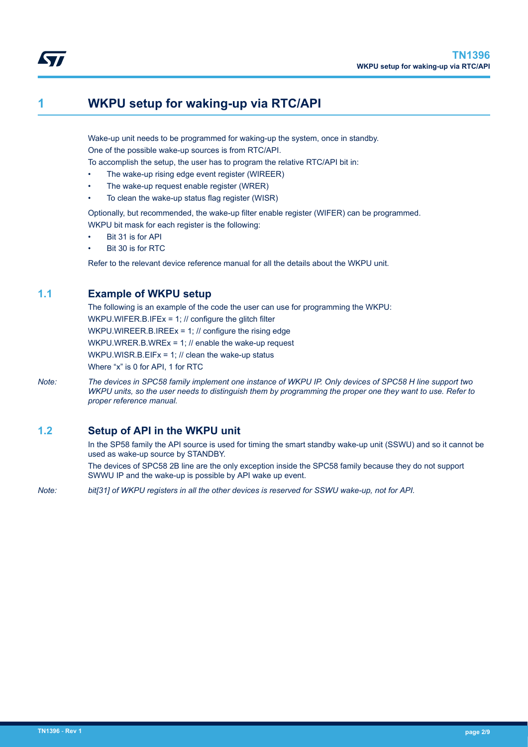# 1 WKPU setup for waking-up via RTC/API

Wake-up unit needs to be programmed for waking-up the system, once in standby.

One of the possible wake-up sources is from RTC/API.

To accomplish the setup, the user has to program the relative RTC/API bit in:

- The wake-up rising edge event register (WIREER)
- The wake-up request enable register (WRER)
- To clean the wake-up status flag register (WISR)

Optionally, but recommended, the wake-up filter enable register (WIFER) can be programmed.

WKPU bit mask for each register is the following:

- Bit 31 is for API
- Bit 30 is for RTC

Refer to the relevant device reference manual for all the details about the WKPU unit.

## 1.1 Example of WKPU setup

The following is an example of the code the user can use for programming the WKPU:

```
WKPU.WIFER.B.IFEx = 1; // configure the glitch filter
WKPU.WIREER.B.IREEx = 1; // configure the rising edge
WKPU.WRER.B.WREx = 1; // enable the wake-up request
WKPU.WISR.B.EIFx = 1; // clean the wake-up status
```

Where “x” is 0 for API, 1 for RTC

*Note: The devices in SPC58 family implement one instance of WKPU IP. Only devices of SPC58 H line support two WKPU units, so the user needs to distinguish them by programming the proper one they want to use. Refer to proper reference manual.*

## 1.2 Setup of API in the WKPU unit

In the SP58 family the API source is used for timing the smart standby wake-up unit (SSWU) and so it cannot be used as wake-up source by STANDBY.

The devices of SPC58 2B line are the only exception inside the SPC58 family because they do not support SWWU IP and the wake-up is possible by API wake up event.

*Note: bit[31] of WKPU registers in all the other devices is reserved for SSWU wake-up, not for API.*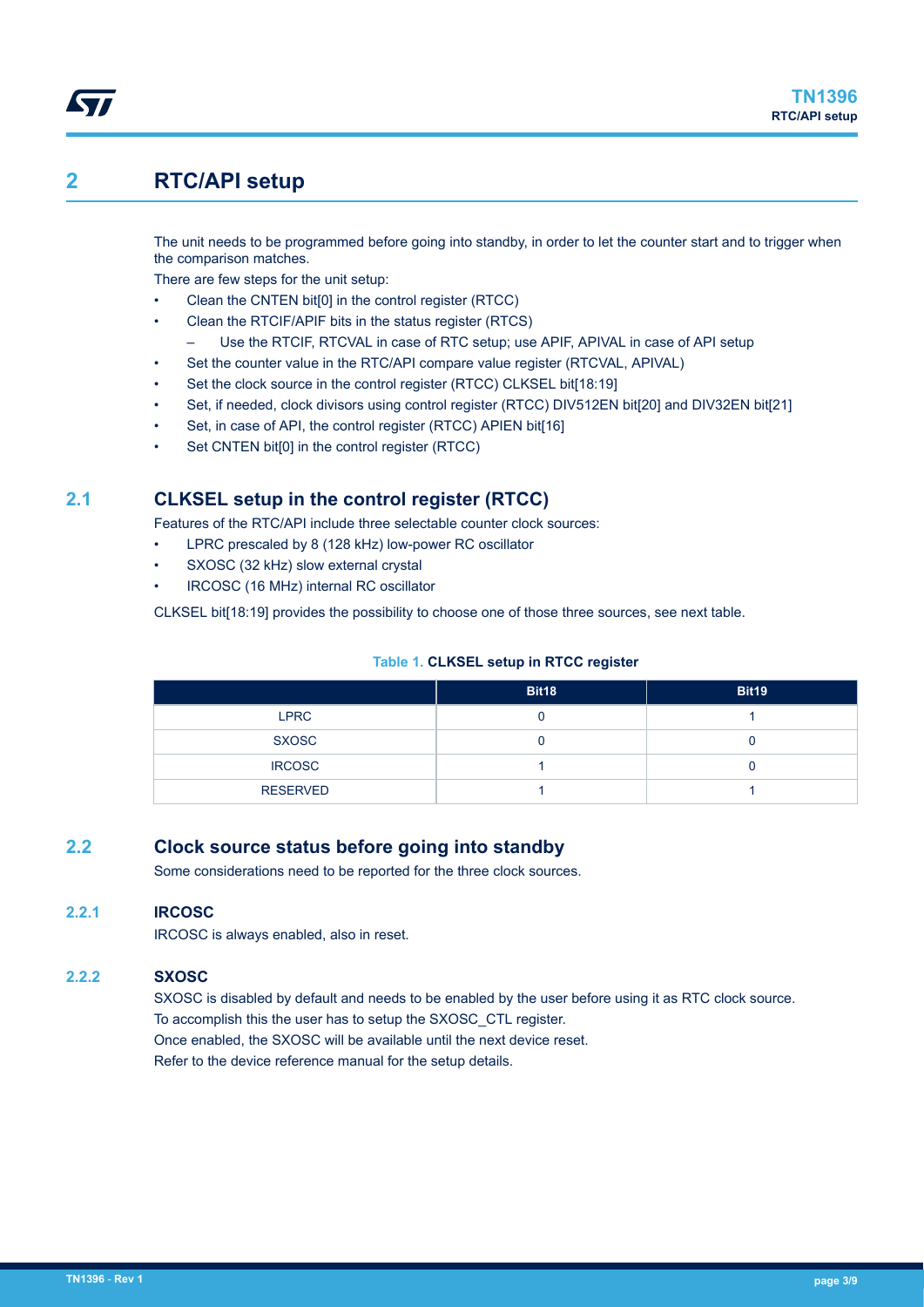# 2 RTC/API setup

The unit needs to be programmed before going into standby, in order to let the counter start and to trigger when the comparison matches.

There are few steps for the unit setup:

- Clean the CNTEN bit[0] in the control register (RTCC)
- Clean the RTCIF/APIF bits in the status register (RTCS)
  - Use the RTCIF, RTCVAL in case of RTC setup; use APIF, APIVAL in case of API setup
- Set the counter value in the RTC/API compare value register (RTCVAL, APIVAL)
- Set the clock source in the control register (RTCC) CLKSEL bit[18:19]
- Set, if needed, clock divisors using control register (RTCC) DIV512EN bit[20] and DIV32EN bit[21]
- Set, in case of API, the control register (RTCC) APIEN bit[16]
- Set CNTEN bit[0] in the control register (RTCC)

## 2.1 CLKSEL setup in the control register (RTCC)

Features of the RTC/API include three selectable counter clock sources:

- LPRC prescaled by 8 (128 kHz) low-power RC oscillator
- SXOSC (32 kHz) slow external crystal
- IRCOSC (16 MHz) internal RC oscillator

CLKSEL bit[18:19] provides the possibility to choose one of those three sources, see next table.

**Table 1. CLKSEL setup in RTCC register**

| | Bit18 | Bit19 |
|---|---|---|
| LPRC | 0 | 1 |
| SXOSC | 0 | 0 |
| IRCOSC | 1 | 0 |
| RESERVED | 1 | 1 |

## 2.2 Clock source status before going into standby

Some considerations need to be reported for the three clock sources.

### 2.2.1 IRCOSC

IRCOSC is always enabled, also in reset.

### 2.2.2 SXOSC

SXOSC is disabled by default and needs to be enabled by the user before using it as RTC clock source.

To accomplish this the user has to setup the SXOSC_CTL register.

Once enabled, the SXOSC will be available until the next device reset.

Refer to the device reference manual for the setup details.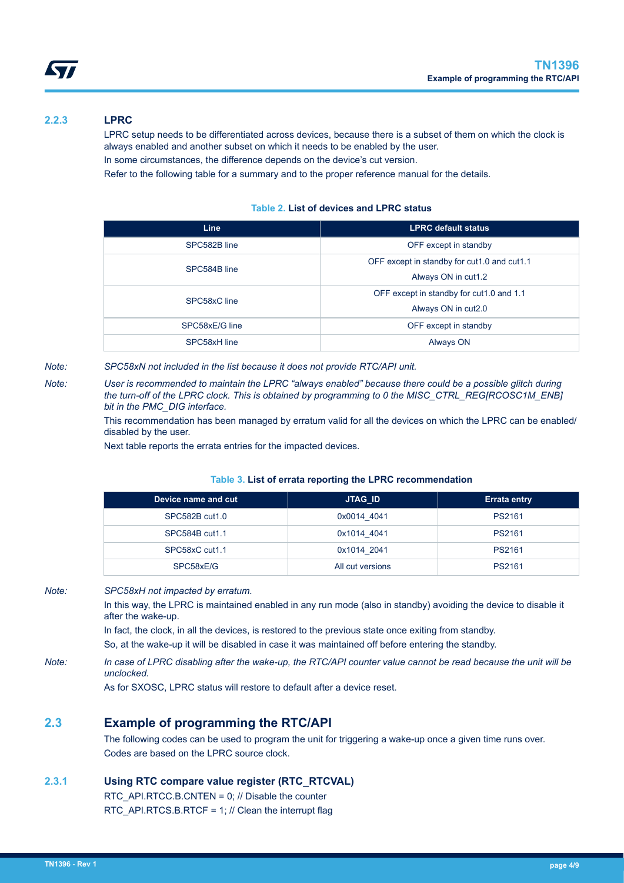### 2.2.3 LPRC

LPRC setup needs to be differentiated across devices, because there is a subset of them on which the clock is always enabled and another subset on which it needs to be enabled by the user.

In some circumstances, the difference depends on the device's cut version.

Refer to the following table for a summary and to the proper reference manual for the details.

**Table 2. List of devices and LPRC status**

| Line | LPRC default status |
|---|---|
| SPC582B line | OFF except in standby |
| SPC584B line | OFF except in standby for cut1.0 and cut1.1<br>Always ON in cut1.2 |
| SPC58xC line | OFF except in standby for cut1.0 and 1.1<br>Always ON in cut2.0 |
| SPC58xE/G line | OFF except in standby |
| SPC58xH line | Always ON |

*Note: SPC58xN not included in the list because it does not provide RTC/API unit.*

*Note: User is recommended to maintain the LPRC "always enabled" because there could be a possible glitch during the turn-off of the LPRC clock. This is obtained by programming to 0 the MISC_CTRL_REG[RCOSC1M_ENB] bit in the PMC_DIG interface.*

This recommendation has been managed by erratum valid for all the devices on which the LPRC can be enabled/ disabled by the user.

Next table reports the errata entries for the impacted devices.

**Table 3. List of errata reporting the LPRC recommendation**

| Device name and cut | JTAG_ID | Errata entry |
|---|---|---|
| SPC582B cut1.0 | 0x0014_4041 | PS2161 |
| SPC584B cut1.1 | 0x1014_4041 | PS2161 |
| SPC58xC cut1.1 | 0x1014_2041 | PS2161 |
| SPC58xE/G | All cut versions | PS2161 |

*Note: SPC58xH not impacted by erratum.*

In this way, the LPRC is maintained enabled in any run mode (also in standby) avoiding the device to disable it after the wake-up.

In fact, the clock, in all the devices, is restored to the previous state once exiting from standby.

So, at the wake-up it will be disabled in case it was maintained off before entering the standby.

*Note: In case of LPRC disabling after the wake-up, the RTC/API counter value cannot be read because the unit will be unclocked.*

As for SXOSC, LPRC status will restore to default after a device reset.

## 2.3 Example of programming the RTC/API

The following codes can be used to program the unit for triggering a wake-up once a given time runs over.

Codes are based on the LPRC source clock.

### 2.3.1 Using RTC compare value register (RTC_RTCVAL)

```
RTC_API.RTCC.B.CNTEN = 0; // Disable the counter
RTC_API.RTCS.B.RTCF = 1; // Clean the interrupt flag
```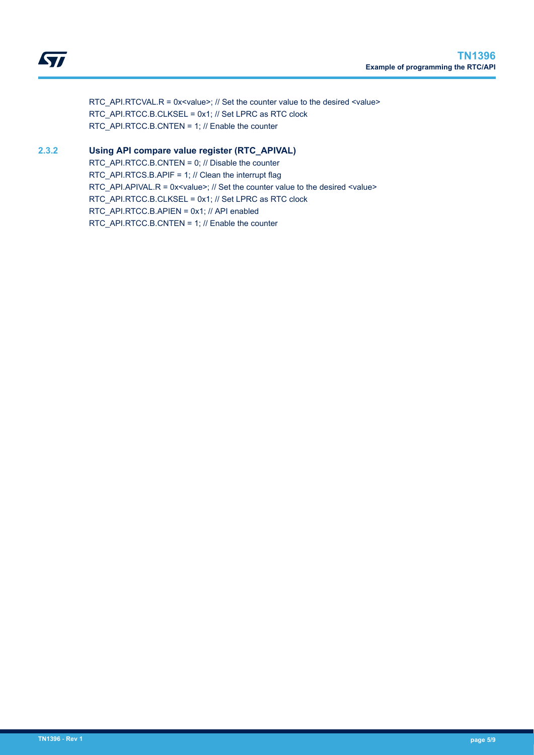```
RTC_API.RTCVAL.R = 0x<value>; // Set the counter value to the desired <value>
RTC_API.RTCC.B.CLKSEL = 0x1; // Set LPRC as RTC clock
RTC_API.RTCC.B.CNTEN = 1; // Enable the counter
```

### 2.3.2 Using API compare value register (RTC_APIVAL)

```
RTC_API.RTCC.B.CNTEN = 0; // Disable the counter
RTC_API.RTCS.B.APIF = 1; // Clean the interrupt flag
RTC_API.APIVAL.R = 0x<value>; // Set the counter value to the desired <value>
RTC_API.RTCC.B.CLKSEL = 0x1; // Set LPRC as RTC clock
RTC_API.RTCC.B.APIEN = 0x1; // API enabled
RTC_API.RTCC.B.CNTEN = 1; // Enable the counter
```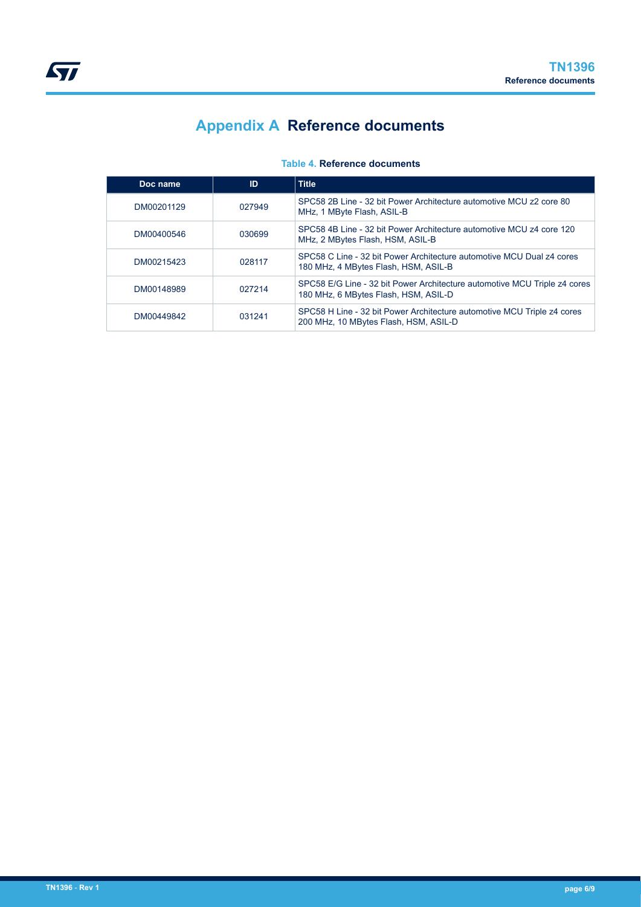# Appendix A Reference documents

**Table 4. Reference documents**

| Doc name | ID | Title |
|---|---|---|
| DM00201129 | 027949 | SPC58 2B Line - 32 bit Power Architecture automotive MCU z2 core 80 MHz, 1 MByte Flash, ASIL-B |
| DM00400546 | 030699 | SPC58 4B Line - 32 bit Power Architecture automotive MCU z4 core 120 MHz, 2 MBytes Flash, HSM, ASIL-B |
| DM00215423 | 028117 | SPC58 C Line - 32 bit Power Architecture automotive MCU Dual z4 cores 180 MHz, 4 MBytes Flash, HSM, ASIL-B |
| DM00148989 | 027214 | SPC58 E/G Line - 32 bit Power Architecture automotive MCU Triple z4 cores 180 MHz, 6 MBytes Flash, HSM, ASIL-D |
| DM00449842 | 031241 | SPC58 H Line - 32 bit Power Architecture automotive MCU Triple z4 cores 200 MHz, 10 MBytes Flash, HSM, ASIL-D |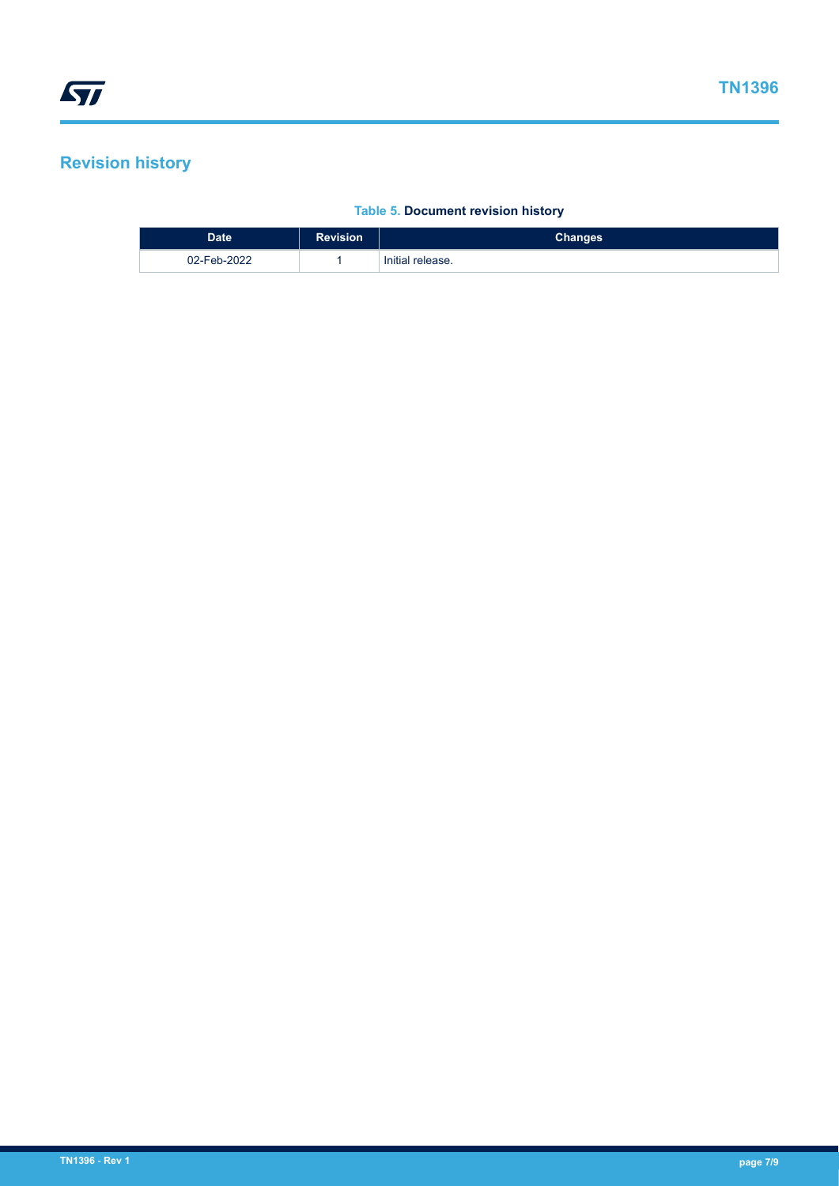## Revision history

**Table 5. Document revision history**

| Date | Revision | Changes |
| --- | --- | --- |
| 02-Feb-2022 | 1 | Initial release. |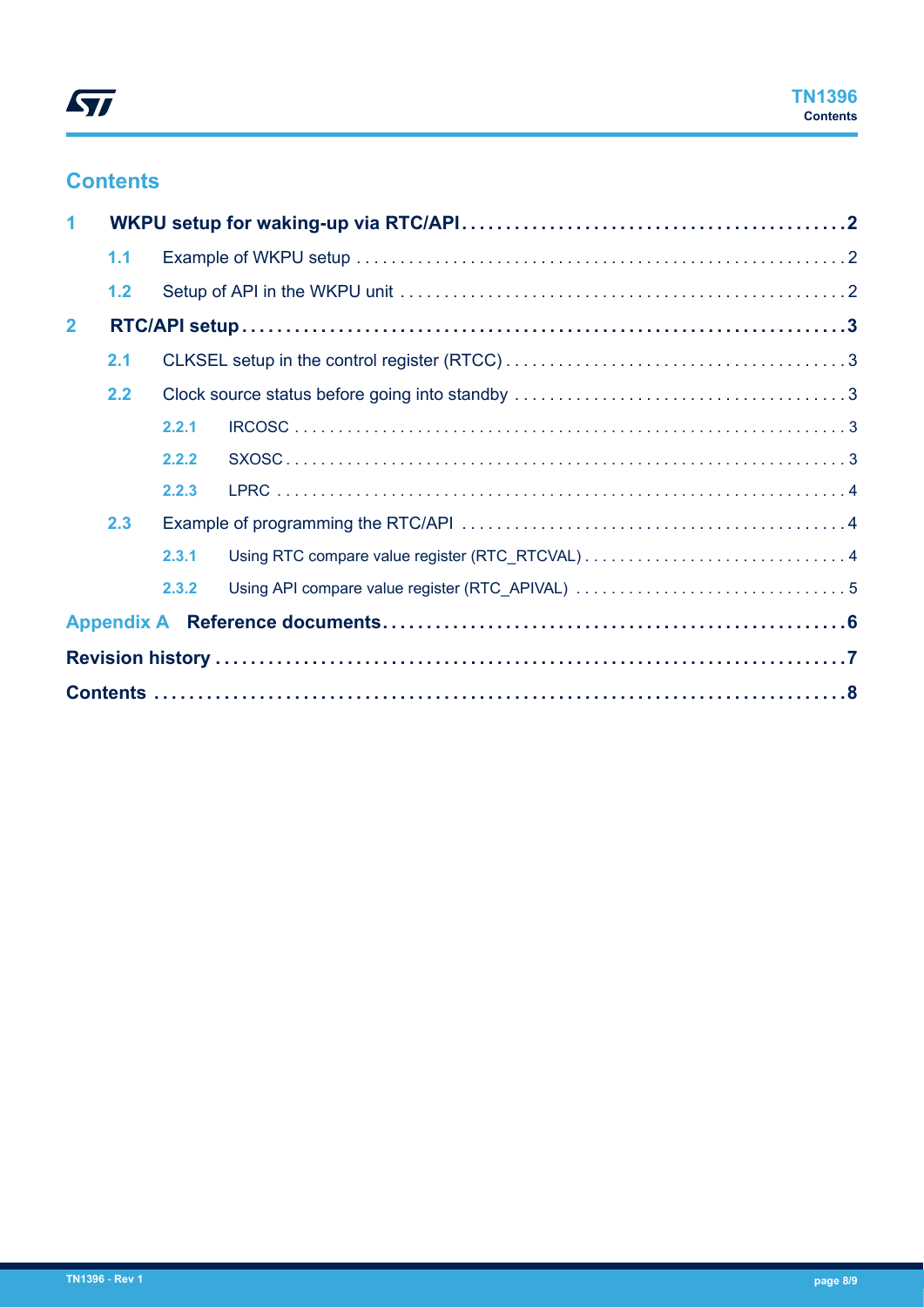# Contents

**1 WKPU setup for waking-up via RTC/API ... 2**

- 1.1 Example of WKPU setup ... 2
- 1.2 Setup of API in the WKPU unit ... 2

**2 RTC/API setup ... 3**

- 2.1 CLKSEL setup in the control register (RTCC) ... 3
- 2.2 Clock source status before going into standby ... 3
  - 2.2.1 IRCOSC ... 3
  - 2.2.2 SXOSC ... 3
  - 2.2.3 LPRC ... 4
- 2.3 Example of programming the RTC/API ... 4
  - 2.3.1 Using RTC compare value register (RTC_RTCVAL) ... 4
  - 2.3.2 Using API compare value register (RTC_APIVAL) ... 5

**Appendix A Reference documents ... 6**

**Revision history ... 7**

**Contents ... 8**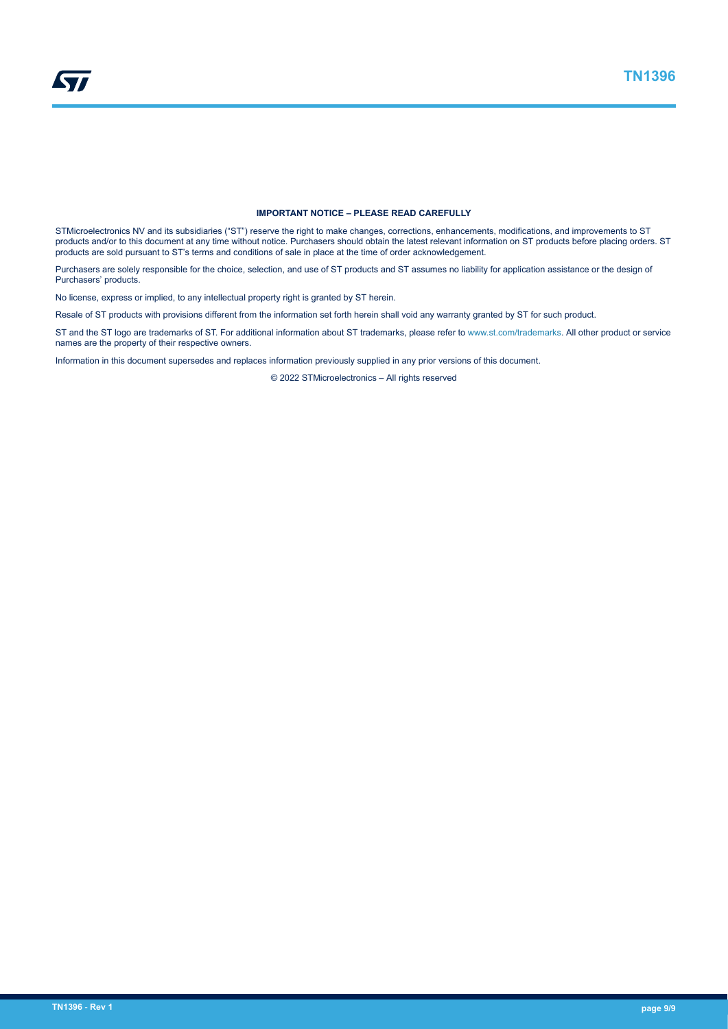**IMPORTANT NOTICE – PLEASE READ CAREFULLY**

STMicroelectronics NV and its subsidiaries ("ST") reserve the right to make changes, corrections, enhancements, modifications, and improvements to ST products and/or to this document at any time without notice. Purchasers should obtain the latest relevant information on ST products before placing orders. ST products are sold pursuant to ST's terms and conditions of sale in place at the time of order acknowledgement.

Purchasers are solely responsible for the choice, selection, and use of ST products and ST assumes no liability for application assistance or the design of Purchasers' products.

No license, express or implied, to any intellectual property right is granted by ST herein.

Resale of ST products with provisions different from the information set forth herein shall void any warranty granted by ST for such product.

ST and the ST logo are trademarks of ST. For additional information about ST trademarks, please refer to www.st.com/trademarks. All other product or service names are the property of their respective owners.

Information in this document supersedes and replaces information previously supplied in any prior versions of this document.

© 2022 STMicroelectronics – All rights reserved